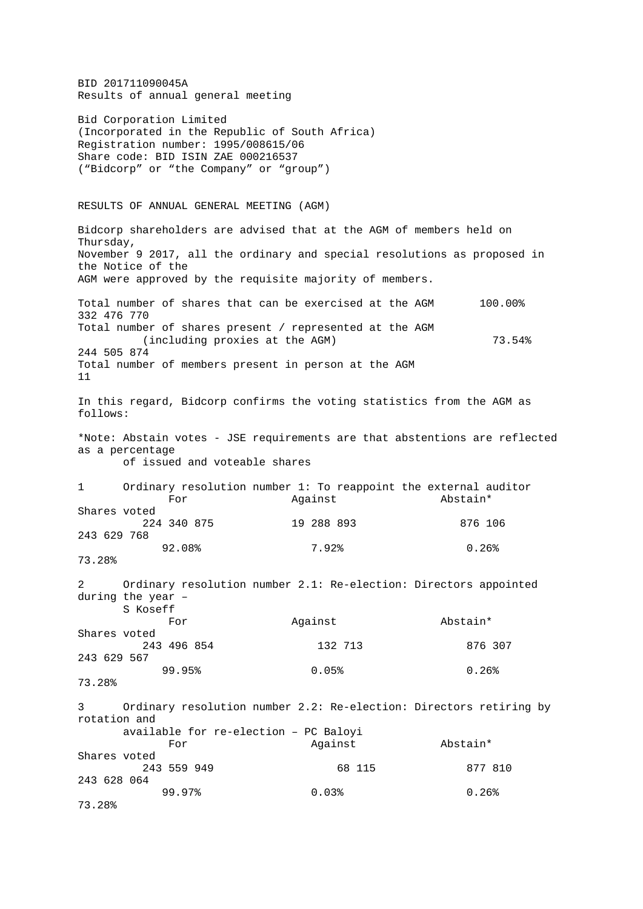BID 201711090045A
Results of annual general meeting

Bid Corporation Limited
(Incorporated in the Republic of South Africa)
Registration number: 1995/008615/06
Share code: BID ISIN ZAE 000216537
("Bidcorp" or "the Company" or "group")

## RESULTS OF ANNUAL GENERAL MEETING (AGM)

Bidcorp shareholders are advised that at the AGM of members held on Thursday, November 9 2017, all the ordinary and special resolutions as proposed in the Notice of the AGM were approved by the requisite majority of members.

| | | |
|---|---|---|
| Total number of shares that can be exercised at the AGM | 100.00% | 332 476 770 |
| Total number of shares present / represented at the AGM (including proxies at the AGM) | 73.54% | 244 505 874 |
| Total number of members present in person at the AGM | | 11 |

In this regard, Bidcorp confirms the voting statistics from the AGM as follows:

*Note: Abstain votes - JSE requirements are that abstentions are reflected as a percentage of issued and voteable shares

1 Ordinary resolution number 1: To reappoint the external auditor

| For | Against | Abstain* | Shares voted |
|---|---|---|---|
| 224 340 875 | 19 288 893 | 876 106 | 243 629 768 |
| 92.08% | 7.92% | 0.26% | 73.28% |

2 Ordinary resolution number 2.1: Re-election: Directors appointed during the year – S Koseff

| For | Against | Abstain* | Shares voted |
|---|---|---|---|
| 243 496 854 | 132 713 | 876 307 | 243 629 567 |
| 99.95% | 0.05% | 0.26% | 73.28% |

3 Ordinary resolution number 2.2: Re-election: Directors retiring by rotation and available for re-election – PC Baloyi

| For | Against | Abstain* | Shares voted |
|---|---|---|---|
| 243 559 949 | 68 115 | 877 810 | 243 628 064 |
| 99.97% | 0.03% | 0.26% | 73.28% |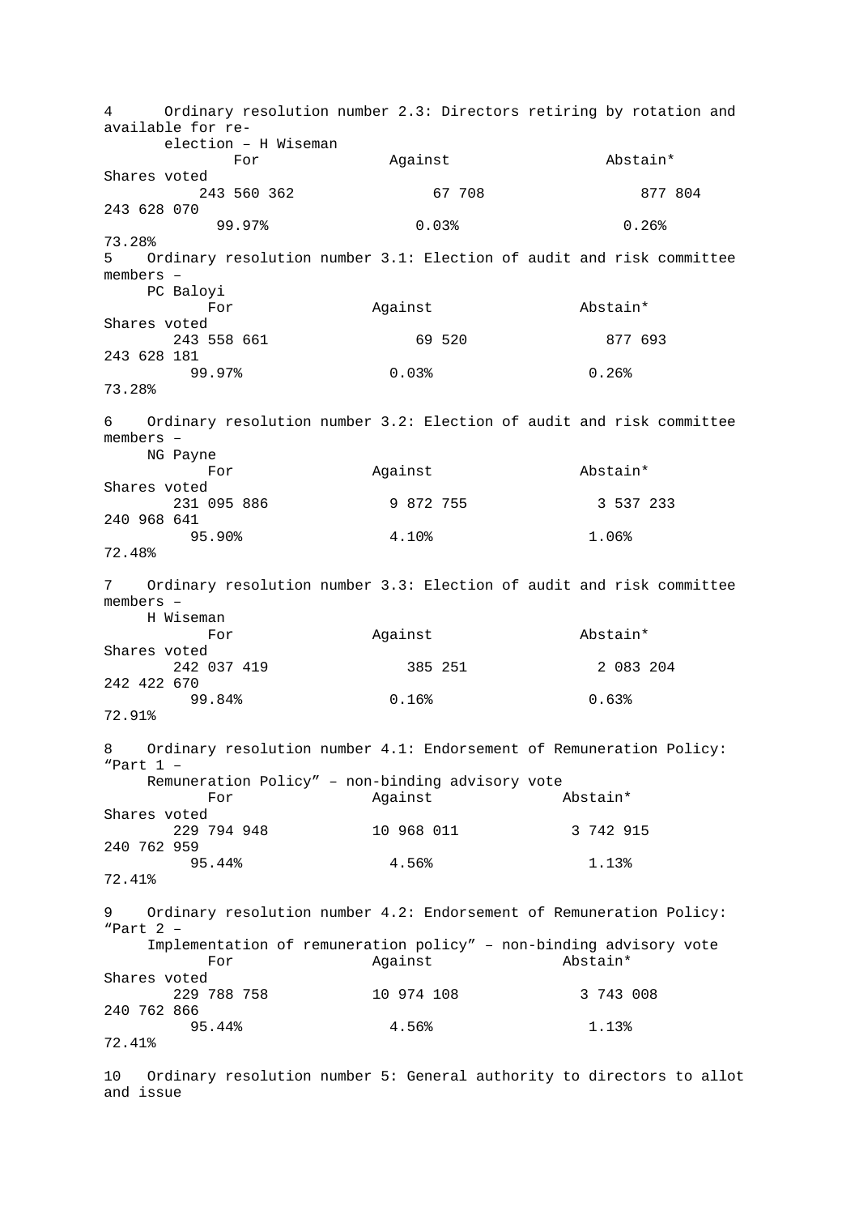4 Ordinary resolution number 2.3: Directors retiring by rotation and available for re-election – H Wiseman

| For | Against | Abstain* | Shares voted |
|---|---|---|---|
| 243 560 362 | 67 708 | 877 804 | 243 628 070 |
| 99.97% | 0.03% | 0.26% | 73.28% |

5 Ordinary resolution number 3.1: Election of audit and risk committee members – PC Baloyi

| For | Against | Abstain* | Shares voted |
|---|---|---|---|
| 243 558 661 | 69 520 | 877 693 | 243 628 181 |
| 99.97% | 0.03% | 0.26% | 73.28% |

6 Ordinary resolution number 3.2: Election of audit and risk committee members – NG Payne

| For | Against | Abstain* | Shares voted |
|---|---|---|---|
| 231 095 886 | 9 872 755 | 3 537 233 | 240 968 641 |
| 95.90% | 4.10% | 1.06% | 72.48% |

7 Ordinary resolution number 3.3: Election of audit and risk committee members – H Wiseman

| For | Against | Abstain* | Shares voted |
|---|---|---|---|
| 242 037 419 | 385 251 | 2 083 204 | 242 422 670 |
| 99.84% | 0.16% | 0.63% | 72.91% |

8 Ordinary resolution number 4.1: Endorsement of Remuneration Policy: "Part 1 – Remuneration Policy" – non-binding advisory vote

| For | Against | Abstain* | Shares voted |
|---|---|---|---|
| 229 794 948 | 10 968 011 | 3 742 915 | 240 762 959 |
| 95.44% | 4.56% | 1.13% | 72.41% |

9 Ordinary resolution number 4.2: Endorsement of Remuneration Policy: "Part 2 – Implementation of remuneration policy" – non-binding advisory vote

| For | Against | Abstain* | Shares voted |
|---|---|---|---|
| 229 788 758 | 10 974 108 | 3 743 008 | 240 762 866 |
| 95.44% | 4.56% | 1.13% | 72.41% |

10 Ordinary resolution number 5: General authority to directors to allot and issue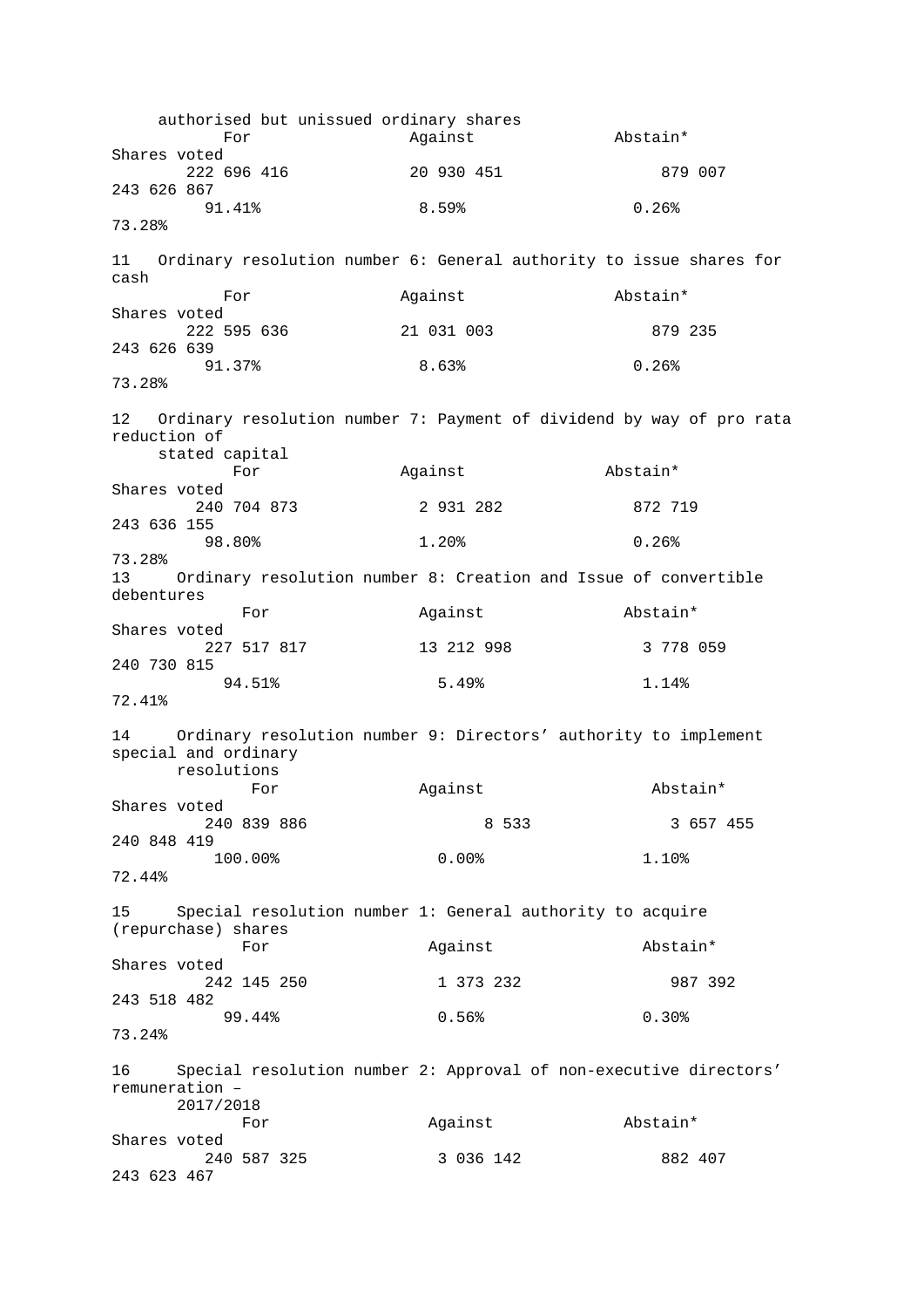authorised but unissued ordinary shares

| For | Against | Abstain* | Shares voted |
|---|---|---|---|
| 222 696 416 | 20 930 451 | 879 007 | 243 626 867 |
| 91.41% | 8.59% | 0.26% | 73.28% |

11 Ordinary resolution number 6: General authority to issue shares for cash

| For | Against | Abstain* | Shares voted |
|---|---|---|---|
| 222 595 636 | 21 031 003 | 879 235 | 243 626 639 |
| 91.37% | 8.63% | 0.26% | 73.28% |

12 Ordinary resolution number 7: Payment of dividend by way of pro rata reduction of stated capital

| For | Against | Abstain* | Shares voted |
|---|---|---|---|
| 240 704 873 | 2 931 282 | 872 719 | 243 636 155 |
| 98.80% | 1.20% | 0.26% | 73.28% |

13 Ordinary resolution number 8: Creation and Issue of convertible debentures

| For | Against | Abstain* | Shares voted |
|---|---|---|---|
| 227 517 817 | 13 212 998 | 3 778 059 | 240 730 815 |
| 94.51% | 5.49% | 1.14% | 72.41% |

14 Ordinary resolution number 9: Directors' authority to implement special and ordinary resolutions

| For | Against | Abstain* | Shares voted |
|---|---|---|---|
| 240 839 886 | 8 533 | 3 657 455 | 240 848 419 |
| 100.00% | 0.00% | 1.10% | 72.44% |

15 Special resolution number 1: General authority to acquire (repurchase) shares

| For | Against | Abstain* | Shares voted |
|---|---|---|---|
| 242 145 250 | 1 373 232 | 987 392 | 243 518 482 |
| 99.44% | 0.56% | 0.30% | 73.24% |

16 Special resolution number 2: Approval of non-executive directors' remuneration – 2017/2018

| For | Against | Abstain* | Shares voted |
|---|---|---|---|
| 240 587 325 | 3 036 142 | 882 407 | 243 623 467 |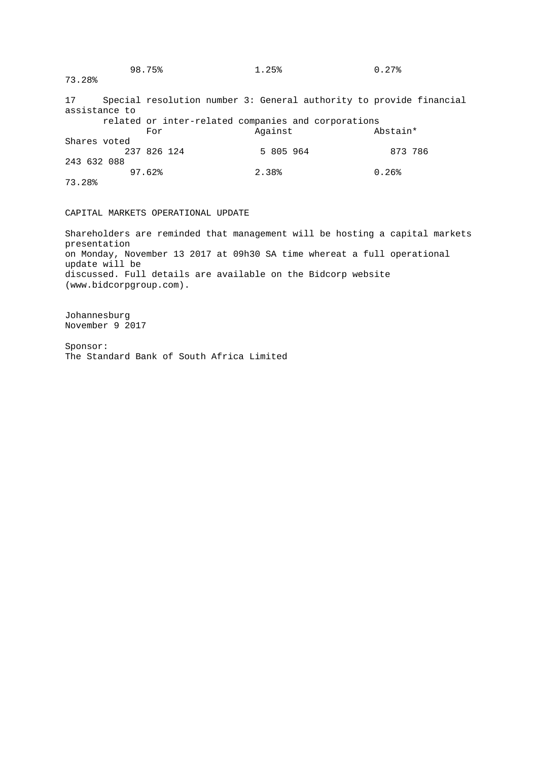| For | Against | Abstain* | Shares voted |
|---|---|---|---|
| 98.75% | 1.25% | 0.27% | 73.28% |

17 Special resolution number 3: General authority to provide financial assistance to related or inter-related companies and corporations

| For | Against | Abstain* | Shares voted |
|---|---|---|---|
| 237 826 124 | 5 805 964 | 873 786 | 243 632 088 |
| 97.62% | 2.38% | 0.26% | 73.28% |

CAPITAL MARKETS OPERATIONAL UPDATE

Shareholders are reminded that management will be hosting a capital markets presentation on Monday, November 13 2017 at 09h30 SA time whereat a full operational update will be discussed. Full details are available on the Bidcorp website (www.bidcorpgroup.com).

Johannesburg
November 9 2017

Sponsor:
The Standard Bank of South Africa Limited